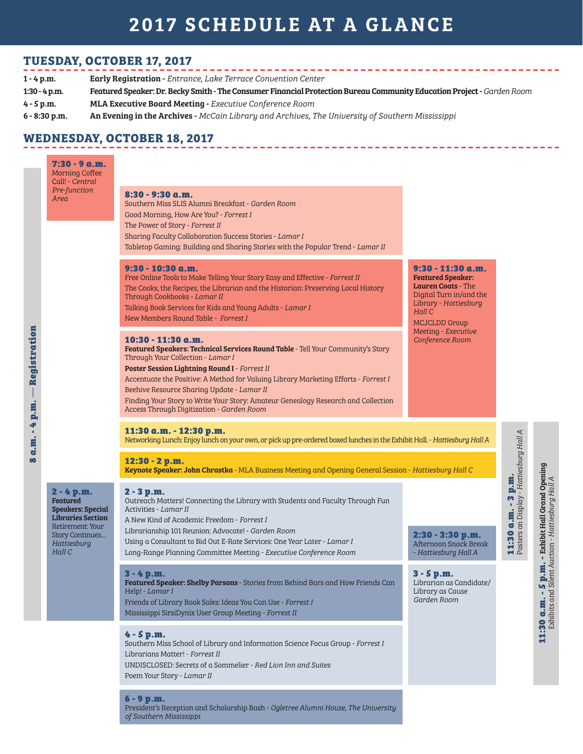# 2017 SCHEDULE AT A GLANCE

## TUESDAY, OCTOBER 17, 2017

| | |
|---|---|
| **1 - 4 p.m.** | **Early Registration -** *Entrance, Lake Terrace Convention Center* |
| **1:30 - 4 p.m.** | **Featured Speaker: Dr. Becky Smith - The Consumer Financial Protection Bureau Community Education Project -** *Garden Room* |
| **4 - 5 p.m.** | **MLA Executive Board Meeting -** *Executive Conference Room* |
| **6 - 8:30 p.m.** | **An Evening in the Archives -** *McCain Library and Archives, The University of Southern Mississippi* |

## WEDNESDAY, OCTOBER 18, 2017

**8 a.m. - 4 p.m. — Registration**

### 7:30 - 9 a.m.
Morning Coffee Call! - *Central Pre-function Area*

### 8:30 - 9:30 a.m.
Southern Miss SLIS Alumni Breakfast - *Garden Room*
Good Morning, How Are You? - *Forrest I*
The Power of Story - *Forrest II*
Sharing Faculty Collaboration Success Stories - *Lamar I*
Tabletop Gaming: Building and Sharing Stories with the Popular Trend - *Lamar II*

### 9:30 - 10:30 a.m.
Free Online Tools to Make Telling Your Story Easy and Effective - *Forrest II*
The Cooks, the Recipes, the Librarian and the Historian: Preserving Local History Through Cookbooks - *Lamar II*
Talking Book Services for Kids and Young Adults - *Lamar I*
New Members Round Table - *Forrest I*

### 9:30 - 11:30 a.m.
**Featured Speaker: Lauren Coats** - The Digital Turn in/and the Library - *Hattiesburg Hall C*
MCJCLDD Group Meeting - *Executive Conference Room*

### 10:30 - 11:30 a.m.
**Featured Speakers: Technical Services Round Table** - Tell Your Community's Story Through Your Collection - *Lamar I*
**Poster Session Lightning Round I** - *Forrest II*
Accentuate the Positive: A Method for Valuing Library Marketing Efforts - *Forrest I*
Beehive Resource Sharing Update - *Lamar II*
Finding Your Story to Write Your Story: Amateur Genealogy Research and Collection Access Through Digitization - *Garden Room*

### 11:30 a.m. - 12:30 p.m.
Networking Lunch: Enjoy lunch on your own, or pick up pre-ordered boxed lunches in the Exhibit Hall. - *Hattiesburg Hall A*

### 11:30 a.m. - 3 p.m.
Posters on Display - *Hattiesburg Hall A*

### 11:30 a.m. - 5 p.m. - Exhibit Hall Grand Opening
Exhibits and Silent Auction - *Hattiesburg Hall A*

### 12:30 - 2 p.m.
**Keynote Speaker: John Chrastka** - MLA Business Meeting and Opening General Session - *Hattiesburg Hall C*

### 2 - 4 p.m.
**Featured Speakers: Special Libraries Section**
Retirement: Your Story Continues… *Hattiesburg Hall C*

### 2 - 3 p.m.
Outreach Matters! Connecting the Library with Students and Faculty Through Fun Activities - *Lamar II*
A New Kind of Academic Freedom - *Forrest I*
Librarianship 101 Reunion: Advocate! - *Garden Room*
Using a Consultant to Bid Out E-Rate Services: One Year Later - *Lamar I*
Long-Range Planning Committee Meeting - *Executive Conference Room*

### 2:30 - 3:30 p.m.
Afternoon Snack Break - *Hattiesburg Hall A*

### 3 - 4 p.m.
**Featured Speaker: Shelby Parsons** - Stories from Behind Bars and How Friends Can Help! - *Lamar I*
Friends of Library Book Sales: Ideas You Can Use - *Forrest I*
Mississippi SirsiDynix User Group Meeting - *Forrest II*

### 3 - 5 p.m.
Librarian as Candidate/ Library as Cause *Garden Room*

### 4 - 5 p.m.
Southern Miss School of Library and Information Science Focus Group - *Forrest I*
Librarians Matter! - *Forrest II*
UNDISCLOSED: Secrets of a Sommelier - *Red Lion Inn and Suites*
Poem Your Story - *Lamar II*

### 6 - 9 p.m.
President's Reception and Scholarship Bash - *Ogletree Alumni House, The University of Southern Mississippi*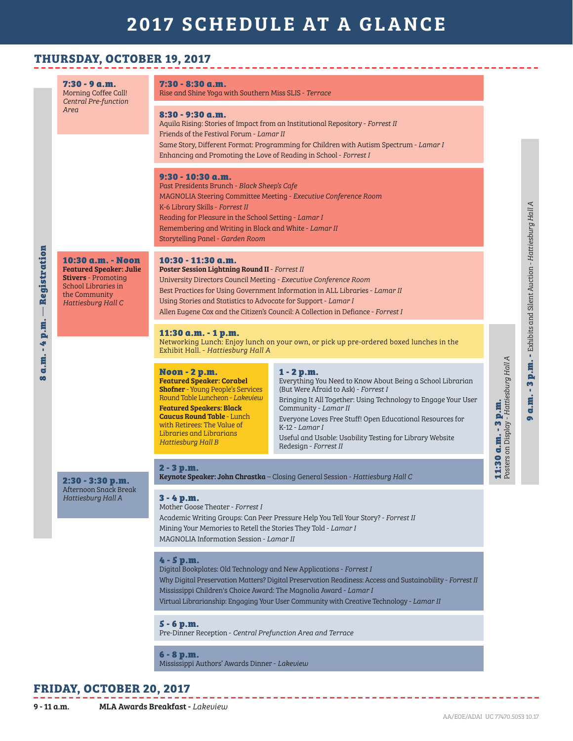# 2017 SCHEDULE AT A GLANCE

## THURSDAY, OCTOBER 19, 2017

**8 a.m. - 4 p.m. — Registration**

**9 a.m. - 3 p.m.** - Exhibits and Silent Auction - *Hattiesburg Hall A*

**11:30 a.m. - 3 p.m.** Posters on Display - *Hattiesburg Hall A*

### 7:30 - 9 a.m.
Morning Coffee Call! *Central Pre-function Area*

### 7:30 - 8:30 a.m.
Rise and Shine Yoga with Southern Miss SLIS - *Terrace*

### 8:30 - 9:30 a.m.
Aquila Rising: Stories of Impact from an Institutional Repository - *Forrest II*

Friends of the Festival Forum - *Lamar II*

Same Story, Different Format: Programming for Children with Autism Spectrum - *Lamar I*

Enhancing and Promoting the Love of Reading in School - *Forrest I*

### 9:30 - 10:30 a.m.
Past Presidents Brunch - *Black Sheep's Cafe*

MAGNOLIA Steering Committee Meeting - *Executive Conference Room*

K-6 Library Skills - *Forrest II*

Reading for Pleasure in the School Setting - *Lamar I*

Remembering and Writing in Black and White - *Lamar II*

Storytelling Panel - *Garden Room*

### 10:30 a.m. - Noon
**Featured Speaker: Julie Stivers** - Promoting School Libraries in the Community *Hattiesburg Hall C*

### 10:30 - 11:30 a.m.
**Poster Session Lightning Round II** - *Forrest II*

University Directors Council Meeting - *Executive Conference Room*

Best Practices for Using Government Information in ALL Libraries - *Lamar II*

Using Stories and Statistics to Advocate for Support - *Lamar I*

Allen Eugene Cox and the Citizen's Council: A Collection in Defiance - *Forrest I*

### 11:30 a.m. - 1 p.m.
Networking Lunch: Enjoy lunch on your own, or pick up pre-ordered boxed lunches in the Exhibit Hall. - *Hattiesburg Hall A*

### Noon - 2 p.m.
**Featured Speaker: Corabel Shofner** - Young People's Services Round Table Luncheon - *Lakeview*

**Featured Speakers: Black Caucus Round Table** - Lunch with Retirees: The Value of Libraries and Librarians *Hattiesburg Hall B*

### 1 - 2 p.m.
Everything You Need to Know About Being a School Librarian (But Were Afraid to Ask) - *Forrest I*

Bringing It All Together: Using Technology to Engage Your User Community - *Lamar II*

Everyone Loves Free Stuff! Open Educational Resources for K-12 - *Lamar I*

Useful and Usable: Usability Testing for Library Website Redesign - *Forrest II*

### 2 - 3 p.m.
**Keynote Speaker: John Chrastka** – Closing General Session - *Hattiesburg Hall C*

### 2:30 - 3:30 p.m.
Afternoon Snack Break *Hattiesburg Hall A*

### 3 - 4 p.m.
Mother Goose Theater - *Forrest I*

Academic Writing Groups: Can Peer Pressure Help You Tell Your Story? - *Forrest II*

Mining Your Memories to Retell the Stories They Told - *Lamar I*

MAGNOLIA Information Session - *Lamar II*

### 4 - 5 p.m.
Digital Bookplates: Old Technology and New Applications - *Forrest I*

Why Digital Preservation Matters? Digital Preservation Readiness: Access and Sustainability - *Forrest II*

Mississippi Children's Choice Award: The Magnolia Award - *Lamar I*

Virtual Librarianship: Engaging Your User Community with Creative Technology - *Lamar II*

### 5 - 6 p.m.
Pre-Dinner Reception - *Central Prefunction Area and Terrace*

### 6 - 8 p.m.
Mississippi Authors' Awards Dinner - *Lakeview*

## FRIDAY, OCTOBER 20, 2017

**9 - 11 a.m.** **MLA Awards Breakfast** - *Lakeview*

AA/EOE/ADAI UC 77470.5053 10.17